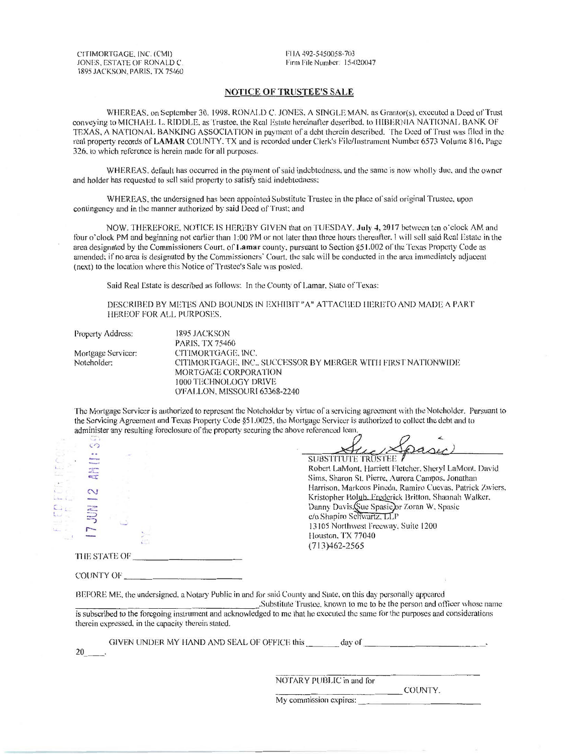CITIMORTGAGE, INC. (CMI)
JONES, ESTATE OF RONALD C.
1895 JACKSON, PARIS, TX 75460

FHA 492-5450058-703
Firm File Number: 15-020047

## NOTICE OF TRUSTEE'S SALE

WHEREAS, on September 30, 1998, RONALD C. JONES, A SINGLE MAN, as Grantor(s), executed a Deed of Trust conveying to MICHAEL L. RIDDLE, as Trustee, the Real Estate hereinafter described, to HIBERNIA NATIONAL BANK OF TEXAS, A NATIONAL BANKING ASSOCIATION in payment of a debt therein described. The Deed of Trust was filed in the real property records of **LAMAR** COUNTY, TX and is recorded under Clerk's File/Instrument Number 6573 Volume 816, Page 326, to which reference is herein made for all purposes.

WHEREAS, default has occurred in the payment of said indebtedness, and the same is now wholly due, and the owner and holder has requested to sell said property to satisfy said indebtedness;

WHEREAS, the undersigned has been appointed Substitute Trustee in the place of said original Trustee, upon contingency and in the manner authorized by said Deed of Trust; and

NOW, THEREFORE, NOTICE IS HEREBY GIVEN that on TUESDAY, **July 4, 2017** between ten o'clock AM and four o'clock PM and beginning not earlier than 1:00 PM or not later than three hours thereafter, I will sell said Real Estate in the area designated by the Commissioners Court, of **Lamar** county, pursuant to Section §51.002 of the Texas Property Code as amended; if no area is designated by the Commissioners' Court, the sale will be conducted in the area immediately adjacent (next) to the location where this Notice of Trustee's Sale was posted.

Said Real Estate is described as follows: In the County of Lamar, State of Texas:

DESCRIBED BY METES AND BOUNDS IN EXHIBIT "A" ATTACHED HERETO AND MADE A PART HEREOF FOR ALL PURPOSES.

Property Address: 1895 JACKSON
PARIS, TX 75460
Mortgage Servicer: CITIMORTGAGE, INC.
Noteholder: CITIMORTGAGE, INC., SUCCESSOR BY MERGER WITH FIRST NATIONWIDE MORTGAGE CORPORATION
1000 TECHNOLOGY DRIVE
O'FALLON, MISSOURI 63368-2240

The Mortgage Servicer is authorized to represent the Noteholder by virtue of a servicing agreement with the Noteholder. Pursuant to the Servicing Agreement and Texas Property Code §51.0025, the Mortgage Servicer is authorized to collect the debt and to administer any resulting foreclosure of the property securing the above referenced loan.

FILED FOR RECORD 17 JUN 12 AM 11:59

Sue Spasic
SUBSTITUTE TRUSTEE
Robert LaMont, Harriett Fletcher, Sheryl LaMont, David Sims, Sharon St. Pierre, Aurora Campos, Jonathan Harrison, Markeos Pineda, Ramiro Cuevas, Patrick Zwiers, Kristopher Holub, Frederick Britton, Shannah Walker, Danny Davis, Sue Spasic or Zoran W. Spasic
c/o Shapiro Schwartz, LLP
13105 Northwest Freeway, Suite 1200
Houston, TX 77040
(713)462-2565

THE STATE OF \_\_\_\_\_\_\_\_\_\_\_\_\_\_\_\_\_\_\_\_

COUNTY OF \_\_\_\_\_\_\_\_\_\_\_\_\_\_\_\_\_\_\_\_

BEFORE ME, the undersigned, a Notary Public in and for said County and State, on this day personally appeared \_\_\_\_\_\_\_\_\_\_\_\_\_\_\_\_\_\_\_\_, Substitute Trustee, known to me to be the person and officer whose name is subscribed to the foregoing instrument and acknowledged to me that he executed the same for the purposes and considerations therein expressed, in the capacity therein stated.

GIVEN UNDER MY HAND AND SEAL OF OFFICE this \_\_\_\_\_\_ day of \_\_\_\_\_\_\_\_\_\_\_\_\_\_\_\_\_\_\_\_, 20\_\_\_\_.

\_\_\_\_\_\_\_\_\_\_\_\_\_\_\_\_\_\_\_\_
NOTARY PUBLIC in and for
\_\_\_\_\_\_\_\_\_\_\_\_\_\_\_\_\_\_\_\_ COUNTY.
My commission expires: \_\_\_\_\_\_\_\_\_\_\_\_\_\_\_\_\_\_\_\_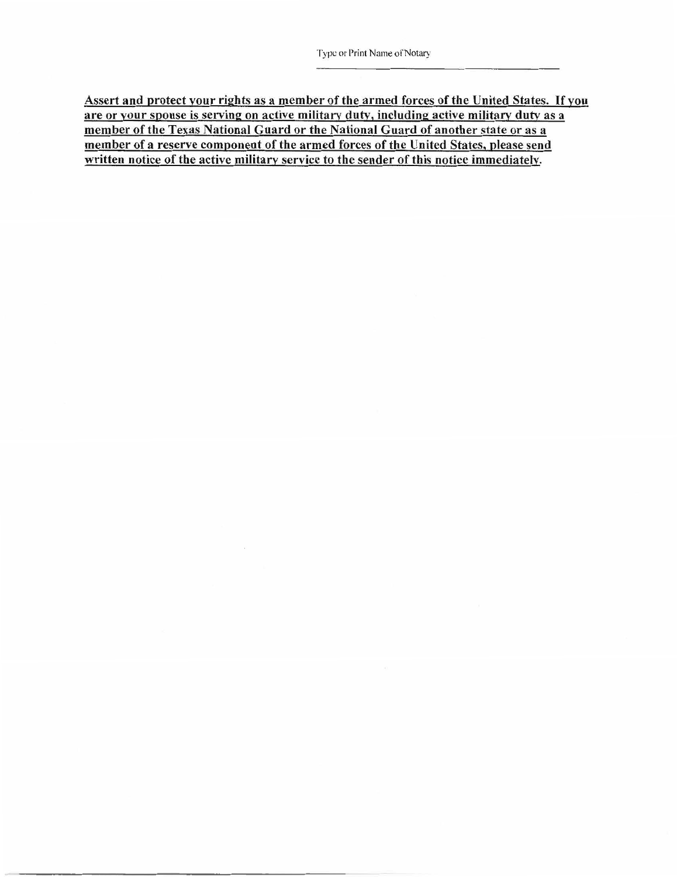Type or Print Name of Notary

\_\_\_\_\_\_\_\_\_\_\_\_\_\_\_\_\_\_\_\_\_\_\_\_\_\_\_\_\_\_

**Assert and protect your rights as a member of the armed forces of the United States. If you are or your spouse is serving on active military duty, including active military duty as a member of the Texas National Guard or the National Guard of another state or as a member of a reserve component of the armed forces of the United States, please send written notice of the active military service to the sender of this notice immediately.**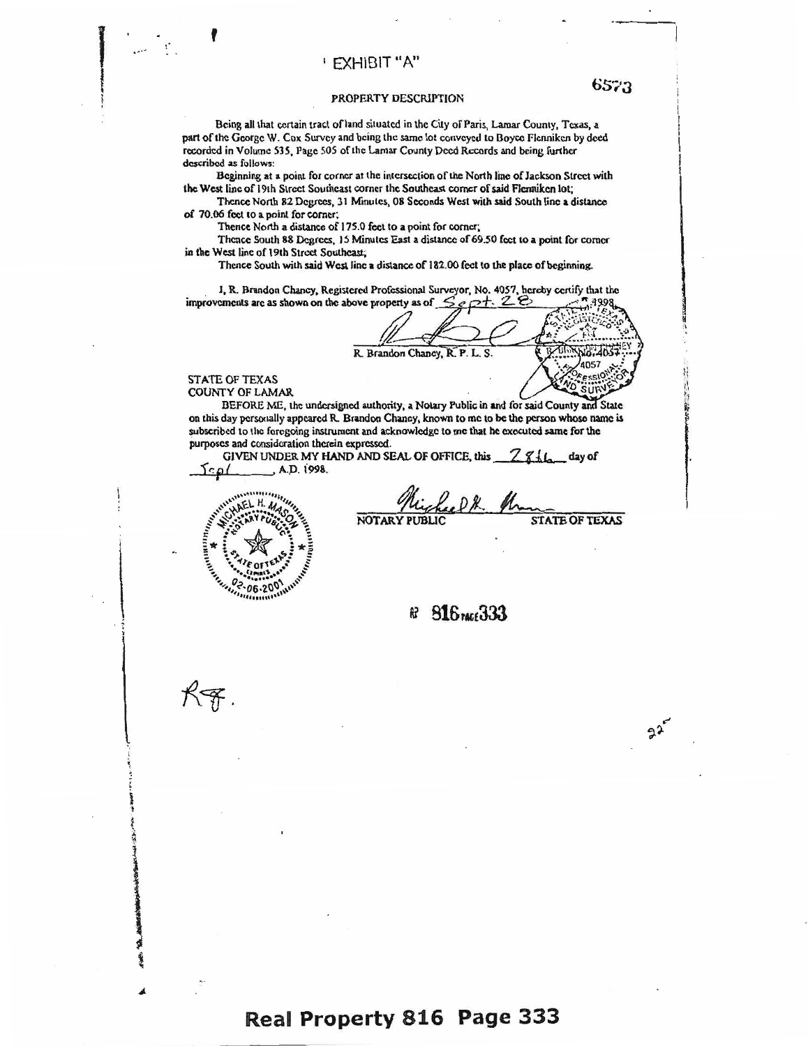# EXHIBIT "A"

6573

## PROPERTY DESCRIPTION

Being all that certain tract of land situated in the City of Paris, Lamar County, Texas, a part of the George W. Cox Survey and being the same lot conveyed to Boyce Flenniken by deed recorded in Volume 535, Page 505 of the Lamar County Deed Records and being further described as follows:

Beginning at a point for corner at the intersection of the North line of Jackson Street with the West line of 19th Street Southeast corner the Southeast corner of said Flenniken lot;

Thence North 82 Degrees, 31 Minutes, 08 Seconds West with said South line a distance of 70.06 feet to a point for corner;

Thence North a distance of 175.0 feet to a point for corner;

Thence South 88 Degrees, 15 Minutes East a distance of 69.50 feet to a point for corner in the West line of 19th Street Southeast;

Thence South with said West line a distance of 182.00 feet to the place of beginning.

I, R. Brandon Chaney, Registered Professional Surveyor, No. 4057, hereby certify that the improvements are as shown on the above property as of Sept. 28 1998.

R. Brandon Chaney, R. P. L. S.

STATE OF TEXAS
COUNTY OF LAMAR

BEFORE ME, the undersigned authority, a Notary Public in and for said County and State on this day personally appeared R. Brandon Chaney, known to me to be the person whose name is subscribed to the foregoing instrument and acknowledge to me that he executed same for the purposes and consideration therein expressed.

GIVEN UNDER MY HAND AND SEAL OF OFFICE, this 28th day of Sept, A.D. 1998.

MICHAEL H. MASON
NOTARY PUBLIC
STATE OF TEXAS
EXPIRES 02-06-2001

NOTARY PUBLIC STATE OF TEXAS

RP 816 PAGE 333

RF.

Real Property 816 Page 333